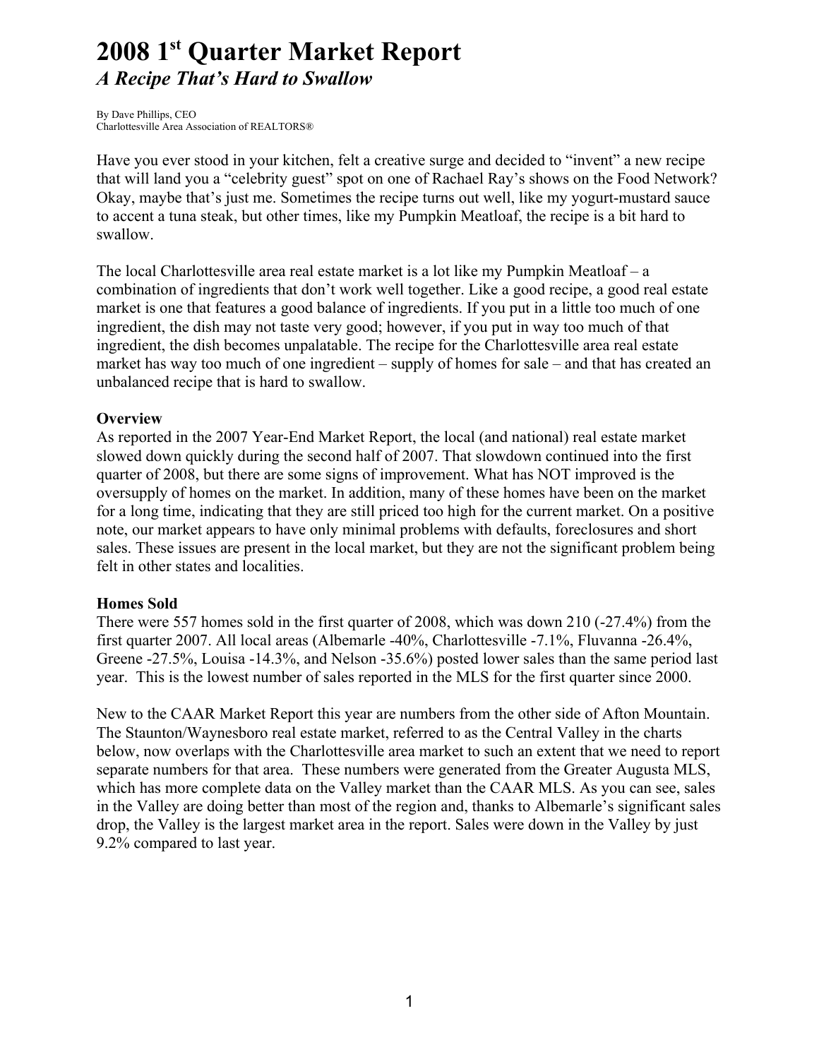# 2008 1st Quarter Market Report

## *A Recipe That's Hard to Swallow*

By Dave Phillips, CEO
Charlottesville Area Association of REALTORS®

Have you ever stood in your kitchen, felt a creative surge and decided to "invent" a new recipe that will land you a "celebrity guest" spot on one of Rachael Ray's shows on the Food Network? Okay, maybe that's just me. Sometimes the recipe turns out well, like my yogurt-mustard sauce to accent a tuna steak, but other times, like my Pumpkin Meatloaf, the recipe is a bit hard to swallow.

The local Charlottesville area real estate market is a lot like my Pumpkin Meatloaf – a combination of ingredients that don't work well together. Like a good recipe, a good real estate market is one that features a good balance of ingredients. If you put in a little too much of one ingredient, the dish may not taste very good; however, if you put in way too much of that ingredient, the dish becomes unpalatable. The recipe for the Charlottesville area real estate market has way too much of one ingredient – supply of homes for sale – and that has created an unbalanced recipe that is hard to swallow.

**Overview**

As reported in the 2007 Year-End Market Report, the local (and national) real estate market slowed down quickly during the second half of 2007. That slowdown continued into the first quarter of 2008, but there are some signs of improvement. What has NOT improved is the oversupply of homes on the market. In addition, many of these homes have been on the market for a long time, indicating that they are still priced too high for the current market. On a positive note, our market appears to have only minimal problems with defaults, foreclosures and short sales. These issues are present in the local market, but they are not the significant problem being felt in other states and localities.

**Homes Sold**

There were 557 homes sold in the first quarter of 2008, which was down 210 (-27.4%) from the first quarter 2007. All local areas (Albemarle -40%, Charlottesville -7.1%, Fluvanna -26.4%, Greene -27.5%, Louisa -14.3%, and Nelson -35.6%) posted lower sales than the same period last year. This is the lowest number of sales reported in the MLS for the first quarter since 2000.

New to the CAAR Market Report this year are numbers from the other side of Afton Mountain. The Staunton/Waynesboro real estate market, referred to as the Central Valley in the charts below, now overlaps with the Charlottesville area market to such an extent that we need to report separate numbers for that area. These numbers were generated from the Greater Augusta MLS, which has more complete data on the Valley market than the CAAR MLS. As you can see, sales in the Valley are doing better than most of the region and, thanks to Albemarle's significant sales drop, the Valley is the largest market area in the report. Sales were down in the Valley by just 9.2% compared to last year.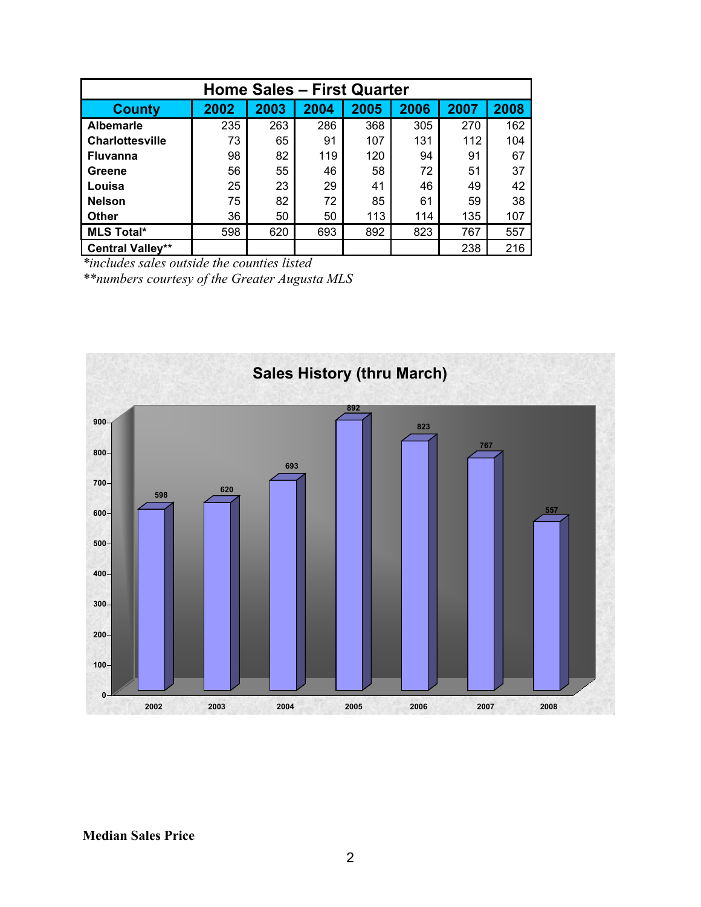| Home Sales – First Quarter | | | | | | | |
|---|---|---|---|---|---|---|---|
| **County** | **2002** | **2003** | **2004** | **2005** | **2006** | **2007** | **2008** |
| **Albemarle** | 235 | 263 | 286 | 368 | 305 | 270 | 162 |
| **Charlottesville** | 73 | 65 | 91 | 107 | 131 | 112 | 104 |
| **Fluvanna** | 98 | 82 | 119 | 120 | 94 | 91 | 67 |
| **Greene** | 56 | 55 | 46 | 58 | 72 | 51 | 37 |
| **Louisa** | 25 | 23 | 29 | 41 | 46 | 49 | 42 |
| **Nelson** | 75 | 82 | 72 | 85 | 61 | 59 | 38 |
| **Other** | 36 | 50 | 50 | 113 | 114 | 135 | 107 |
| **MLS Total*** | 598 | 620 | 693 | 892 | 823 | 767 | 557 |
| **Central Valley**** | | | | | | 238 | 216 |

*\*includes sales outside the counties listed*

*\*\*numbers courtesy of the Greater Augusta MLS*

**Sales History (thru March)**

| Year | 2002 | 2003 | 2004 | 2005 | 2006 | 2007 | 2008 |
|---|---|---|---|---|---|---|---|
| Sales | 598 | 620 | 693 | 892 | 823 | 767 | 557 |

**Median Sales Price**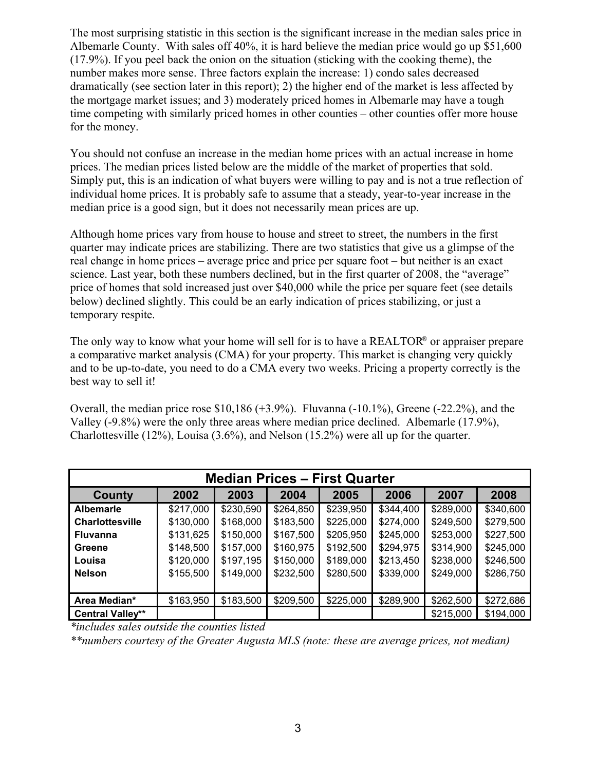The most surprising statistic in this section is the significant increase in the median sales price in Albemarle County. With sales off 40%, it is hard believe the median price would go up $51,600 (17.9%). If you peel back the onion on the situation (sticking with the cooking theme), the number makes more sense. Three factors explain the increase: 1) condo sales decreased dramatically (see section later in this report); 2) the higher end of the market is less affected by the mortgage market issues; and 3) moderately priced homes in Albemarle may have a tough time competing with similarly priced homes in other counties – other counties offer more house for the money.

You should not confuse an increase in the median home prices with an actual increase in home prices. The median prices listed below are the middle of the market of properties that sold. Simply put, this is an indication of what buyers were willing to pay and is not a true reflection of individual home prices. It is probably safe to assume that a steady, year-to-year increase in the median price is a good sign, but it does not necessarily mean prices are up.

Although home prices vary from house to house and street to street, the numbers in the first quarter may indicate prices are stabilizing. There are two statistics that give us a glimpse of the real change in home prices – average price and price per square foot – but neither is an exact science. Last year, both these numbers declined, but in the first quarter of 2008, the "average" price of homes that sold increased just over $40,000 while the price per square feet (see details below) declined slightly. This could be an early indication of prices stabilizing, or just a temporary respite.

The only way to know what your home will sell for is to have a REALTOR® or appraiser prepare a comparative market analysis (CMA) for your property. This market is changing very quickly and to be up-to-date, you need to do a CMA every two weeks. Pricing a property correctly is the best way to sell it!

Overall, the median price rose $10,186 (+3.9%). Fluvanna (-10.1%), Greene (-22.2%), and the Valley (-9.8%) were the only three areas where median price declined. Albemarle (17.9%), Charlottesville (12%), Louisa (3.6%), and Nelson (15.2%) were all up for the quarter.

| Median Prices – First Quarter | | | | | | | |
|---|---|---|---|---|---|---|---|
| **County** | **2002** | **2003** | **2004** | **2005** | **2006** | **2007** | **2008** |
| **Albemarle** | $217,000 | $230,590 | $264,850 | $239,950 | $344,400 | $289,000 | $340,600 |
| **Charlottesville** | $130,000 | $168,000 | $183,500 | $225,000 | $274,000 | $249,500 | $279,500 |
| **Fluvanna** | $131,625 | $150,000 | $167,500 | $205,950 | $245,000 | $253,000 | $227,500 |
| **Greene** | $148,500 | $157,000 | $160,975 | $192,500 | $294,975 | $314,900 | $245,000 |
| **Louisa** | $120,000 | $197,195 | $150,000 | $189,000 | $213,450 | $238,000 | $246,500 |
| **Nelson** | $155,500 | $149,000 | $232,500 | $280,500 | $339,000 | $249,000 | $286,750 |
| | | | | | | | |
| **Area Median*** | $163,950 | $183,500 | $209,500 | $225,000 | $289,900 | $262,500 | $272,686 |
| **Central Valley**** | | | | | | $215,000 | $194,000 |

*\*includes sales outside the counties listed*

*\*\*numbers courtesy of the Greater Augusta MLS (note: these are average prices, not median)*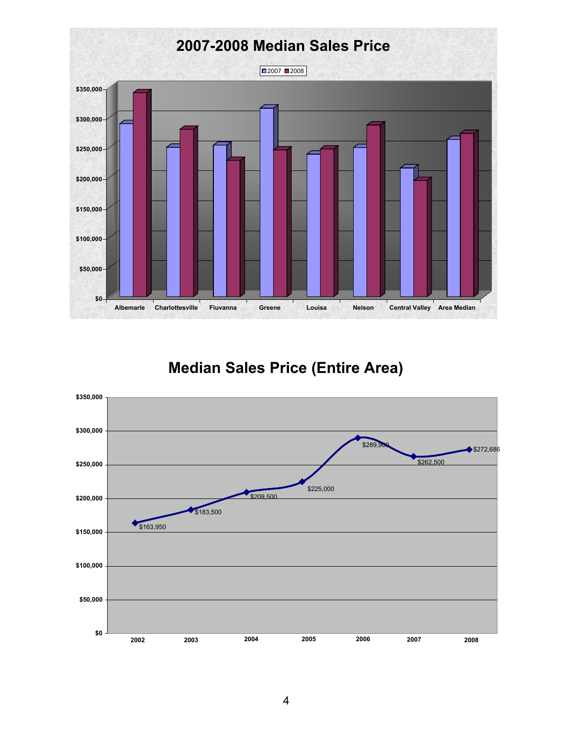## 2007-2008 Median Sales Price

Legend: 2007, 2008

$350,000
$300,000
$250,000
$200,000
$150,000
$100,000
$50,000
$0

Albemarle | Charlottesville | Fluvanna | Greene | Louisa | Nelson | Central Valley | Area Median

## Median Sales Price (Entire Area)

$350,000
$300,000
$250,000
$200,000
$150,000
$100,000
$50,000
$0

| Year | Median Sales Price |
|---|---|
| 2002 | $163,950 |
| 2003 | $183,500 |
| 2004 | $209,500 |
| 2005 | $225,000 |
| 2006 | $289,900 |
| 2007 | $262,500 |
| 2008 | $272,686 |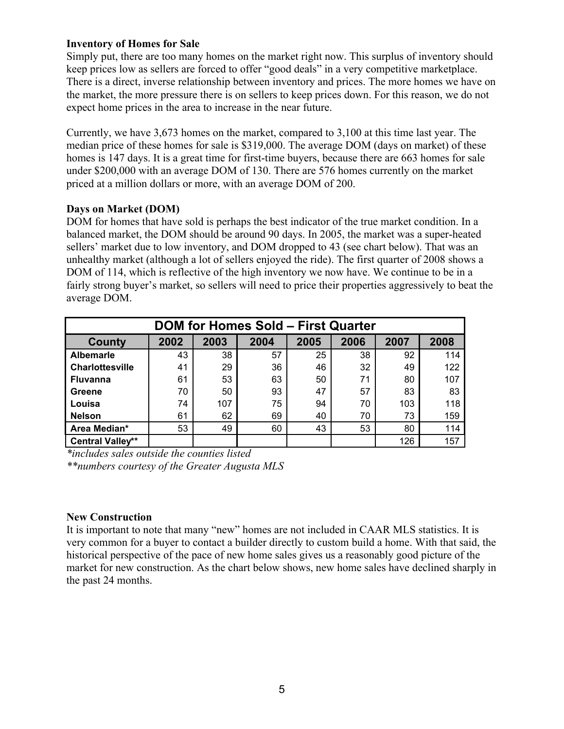### Inventory of Homes for Sale

Simply put, there are too many homes on the market right now. This surplus of inventory should keep prices low as sellers are forced to offer "good deals" in a very competitive marketplace. There is a direct, inverse relationship between inventory and prices. The more homes we have on the market, the more pressure there is on sellers to keep prices down. For this reason, we do not expect home prices in the area to increase in the near future.

Currently, we have 3,673 homes on the market, compared to 3,100 at this time last year. The median price of these homes for sale is $319,000. The average DOM (days on market) of these homes is 147 days. It is a great time for first-time buyers, because there are 663 homes for sale under $200,000 with an average DOM of 130. There are 576 homes currently on the market priced at a million dollars or more, with an average DOM of 200.

### Days on Market (DOM)

DOM for homes that have sold is perhaps the best indicator of the true market condition. In a balanced market, the DOM should be around 90 days. In 2005, the market was a super-heated sellers' market due to low inventory, and DOM dropped to 43 (see chart below). That was an unhealthy market (although a lot of sellers enjoyed the ride). The first quarter of 2008 shows a DOM of 114, which is reflective of the high inventory we now have. We continue to be in a fairly strong buyer's market, so sellers will need to price their properties aggressively to beat the average DOM.

**DOM for Homes Sold – First Quarter**

| County | 2002 | 2003 | 2004 | 2005 | 2006 | 2007 | 2008 |
|---|---|---|---|---|---|---|---|
| **Albemarle** | 43 | 38 | 57 | 25 | 38 | 92 | 114 |
| **Charlottesville** | 41 | 29 | 36 | 46 | 32 | 49 | 122 |
| **Fluvanna** | 61 | 53 | 63 | 50 | 71 | 80 | 107 |
| **Greene** | 70 | 50 | 93 | 47 | 57 | 83 | 83 |
| **Louisa** | 74 | 107 | 75 | 94 | 70 | 103 | 118 |
| **Nelson** | 61 | 62 | 69 | 40 | 70 | 73 | 159 |
| **Area Median*** | 53 | 49 | 60 | 43 | 53 | 80 | 114 |
| **Central Valley**** | | | | | | 126 | 157 |

*\*includes sales outside the counties listed*

*\*\*numbers courtesy of the Greater Augusta MLS*

### New Construction

It is important to note that many "new" homes are not included in CAAR MLS statistics. It is very common for a buyer to contact a builder directly to custom build a home. With that said, the historical perspective of the pace of new home sales gives us a reasonably good picture of the market for new construction. As the chart below shows, new home sales have declined sharply in the past 24 months.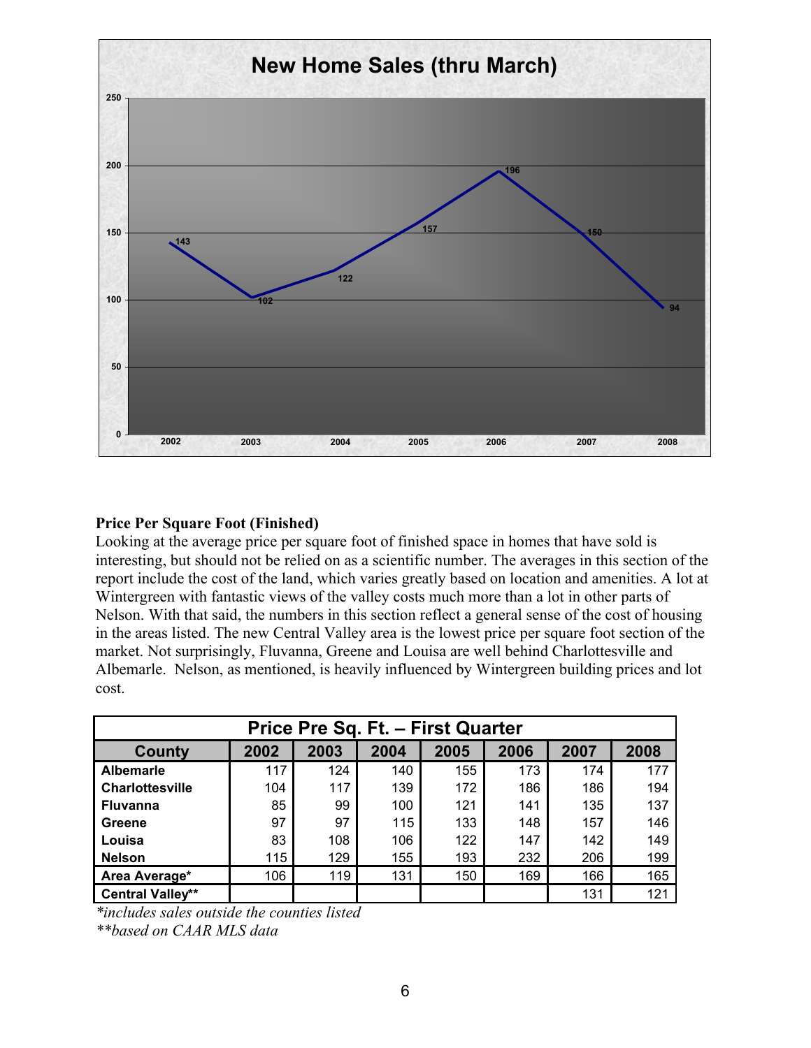## New Home Sales (thru March)

| Year | Sales |
|---|---|
| 2002 | 143 |
| 2003 | 102 |
| 2004 | 122 |
| 2005 | 157 |
| 2006 | 196 |
| 2007 | 150 |
| 2008 | 94 |

**Price Per Square Foot (Finished)**

Looking at the average price per square foot of finished space in homes that have sold is interesting, but should not be relied on as a scientific number. The averages in this section of the report include the cost of the land, which varies greatly based on location and amenities. A lot at Wintergreen with fantastic views of the valley costs much more than a lot in other parts of Nelson. With that said, the numbers in this section reflect a general sense of the cost of housing in the areas listed. The new Central Valley area is the lowest price per square foot section of the market. Not surprisingly, Fluvanna, Greene and Louisa are well behind Charlottesville and Albemarle. Nelson, as mentioned, is heavily influenced by Wintergreen building prices and lot cost.

| Price Pre Sq. Ft. – First Quarter | | | | | | | |
|---|---|---|---|---|---|---|---|
| **County** | **2002** | **2003** | **2004** | **2005** | **2006** | **2007** | **2008** |
| **Albemarle** | 117 | 124 | 140 | 155 | 173 | 174 | 177 |
| **Charlottesville** | 104 | 117 | 139 | 172 | 186 | 186 | 194 |
| **Fluvanna** | 85 | 99 | 100 | 121 | 141 | 135 | 137 |
| **Greene** | 97 | 97 | 115 | 133 | 148 | 157 | 146 |
| **Louisa** | 83 | 108 | 106 | 122 | 147 | 142 | 149 |
| **Nelson** | 115 | 129 | 155 | 193 | 232 | 206 | 199 |
| **Area Average*** | 106 | 119 | 131 | 150 | 169 | 166 | 165 |
| **Central Valley**** | | | | | | 131 | 121 |

*\*includes sales outside the counties listed*

*\*\*based on CAAR MLS data*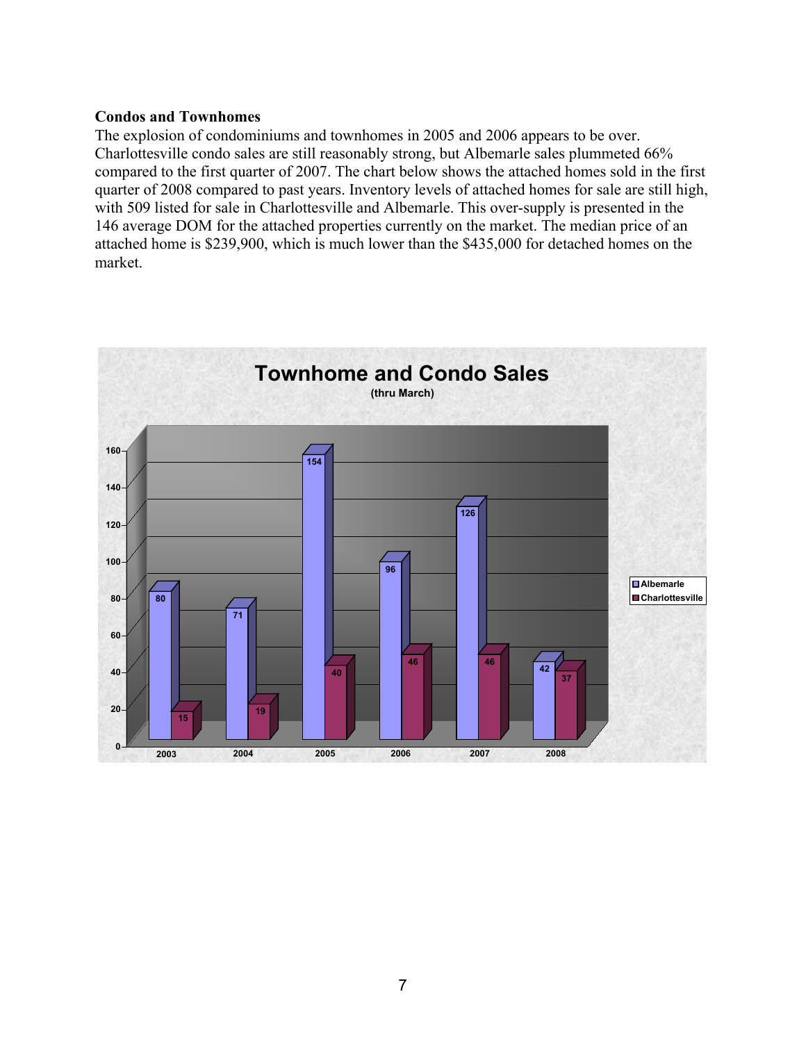**Condos and Townhomes**

The explosion of condominiums and townhomes in 2005 and 2006 appears to be over. Charlottesville condo sales are still reasonably strong, but Albemarle sales plummeted 66% compared to the first quarter of 2007. The chart below shows the attached homes sold in the first quarter of 2008 compared to past years. Inventory levels of attached homes for sale are still high, with 509 listed for sale in Charlottesville and Albemarle. This over-supply is presented in the 146 average DOM for the attached properties currently on the market. The median price of an attached home is $239,900, which is much lower than the $435,000 for detached homes on the market.

**Townhome and Condo Sales**
(thru March)

| Year | Albemarle | Charlottesville |
|---|---|---|
| 2003 | 80 | 15 |
| 2004 | 71 | 19 |
| 2005 | 154 | 40 |
| 2006 | 96 | 46 |
| 2007 | 126 | 46 |
| 2008 | 42 | 37 |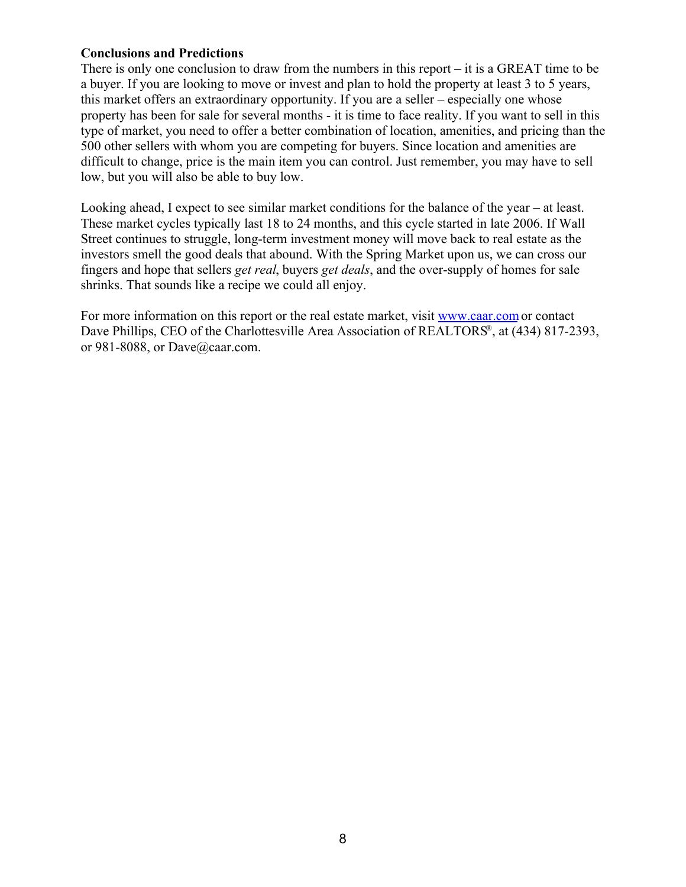**Conclusions and Predictions**

There is only one conclusion to draw from the numbers in this report – it is a GREAT time to be a buyer. If you are looking to move or invest and plan to hold the property at least 3 to 5 years, this market offers an extraordinary opportunity. If you are a seller – especially one whose property has been for sale for several months - it is time to face reality. If you want to sell in this type of market, you need to offer a better combination of location, amenities, and pricing than the 500 other sellers with whom you are competing for buyers. Since location and amenities are difficult to change, price is the main item you can control. Just remember, you may have to sell low, but you will also be able to buy low.

Looking ahead, I expect to see similar market conditions for the balance of the year – at least. These market cycles typically last 18 to 24 months, and this cycle started in late 2006. If Wall Street continues to struggle, long-term investment money will move back to real estate as the investors smell the good deals that abound. With the Spring Market upon us, we can cross our fingers and hope that sellers *get real*, buyers *get deals*, and the over-supply of homes for sale shrinks. That sounds like a recipe we could all enjoy.

For more information on this report or the real estate market, visit www.caar.com or contact Dave Phillips, CEO of the Charlottesville Area Association of REALTORS®, at (434) 817-2393, or 981-8088, or Dave@caar.com.